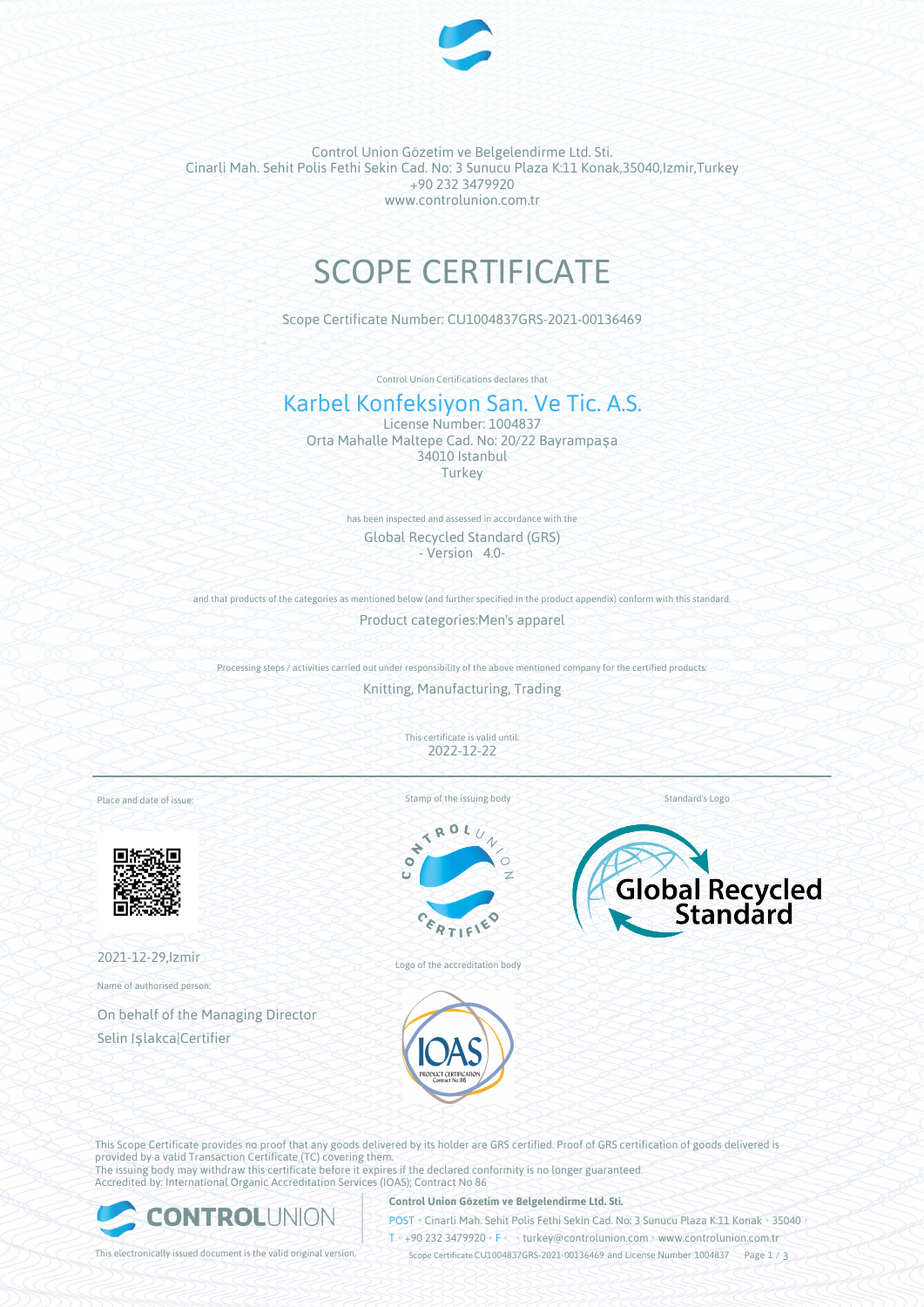Control Union Gözetim ve Belgelendirme Ltd. Sti.
Cinarli Mah. Sehit Polis Fethi Sekin Cad. No: 3 Sunucu Plaza K:11 Konak,35040,Izmir,Turkey
+90 232 3479920
www.controlunion.com.tr

# SCOPE CERTIFICATE

Scope Certificate Number: CU1004837GRS-2021-00136469

Control Union Certifications declares that

## Karbel Konfeksiyon San. Ve Tic. A.S.

License Number: 1004837
Orta Mahalle Maltepe Cad. No: 20/22 Bayrampaşa
34010 Istanbul
Turkey

has been inspected and assessed in accordance with the

Global Recycled Standard (GRS)
- Version 4.0-

and that products of the categories as mentioned below (and further specified in the product appendix) conform with this standard.

Product categories:Men's apparel

Processing steps / activities carried out under responsibility of the above mentioned company for the certified products:

Knitting, Manufacturing, Trading

This certificate is valid until:
2022-12-22

Place and date of issue:

2021-12-29,Izmir

Name of authorised person:

On behalf of the Managing Director
Selin Işlakca|Certifier

Stamp of the issuing body

Logo of the accreditation body

Standard's Logo

This Scope Certificate provides no proof that any goods delivered by its holder are GRS certified. Proof of GRS certification of goods delivered is provided by a valid Transaction Certificate (TC) covering them.
The issuing body may withdraw this certificate before it expires if the declared conformity is no longer guaranteed.
Accredited by: International Organic Accreditation Services (IOAS); Contract No 86

This electronically issued document is the valid original version.

**Control Union Gözetim ve Belgelendirme Ltd. Sti.**
POST • Cinarli Mah. Sehit Polis Fethi Sekin Cad. No: 3 Sunucu Plaza K:11 Konak • 35040 •
T • +90 232 3479920 • F • • turkey@controlunion.com • www.controlunion.com.tr
Scope Certificate CU1004837GRS-2021-00136469 and License Number 1004837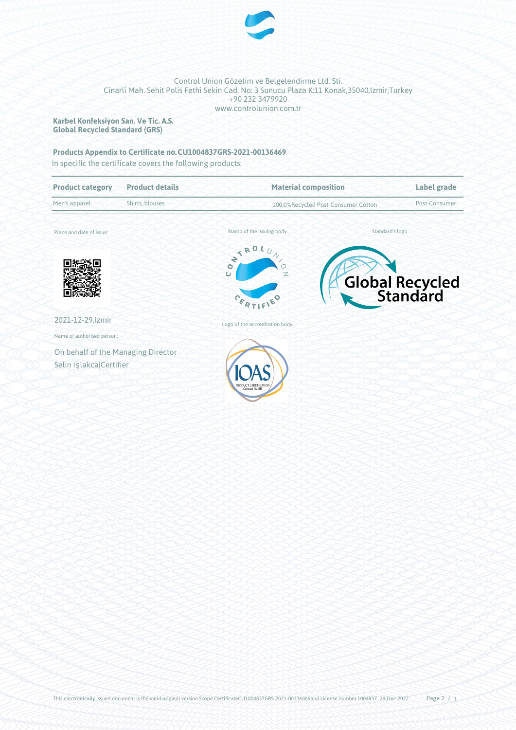Control Union Gözetim ve Belgelendirme Ltd. Sti.
Cinarli Mah. Sehit Polis Fethi Sekin Cad. No: 3 Sunucu Plaza K:11 Konak,35040,Izmir,Turkey
+90 232 3479920
www.controlunion.com.tr

**Karbel Konfeksiyon San. Ve Tic. A.S.**
**Global Recycled Standard (GRS)**

**Products Appendix to Certificate no. CU1004837GRS-2021-00136469**

In specific the certificate covers the following products:

| Product category | Product details | Material composition | Label grade |
|---|---|---|---|
| Men's apparel | Shirts, blouses | 100.0%Recycled Post-Consumer Cotton | Post-Consumer |

Place and date of issue:

2021-12-29,Izmir

Name of authorised person:

On behalf of the Managing Director
Selin Işlakca|Certifier

Stamp of the issuing body

Standard's logo

Logo of the accreditation body

This electronically issued document is the valid original version.Scope CertificateCU1004837GRS-2021-00136469and License number 1004837, 29-Dec-2022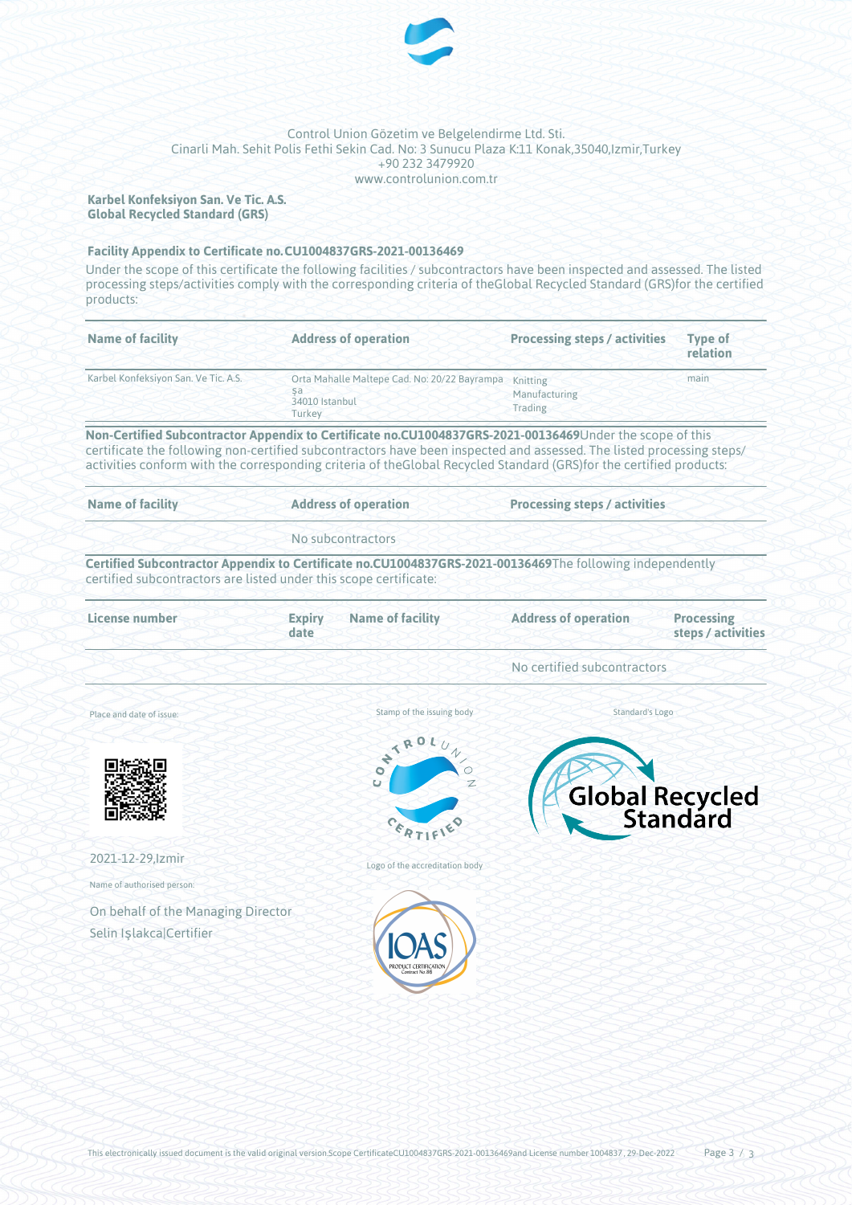Control Union Gözetim ve Belgelendirme Ltd. Sti.
Cinarli Mah. Sehit Polis Fethi Sekin Cad. No: 3 Sunucu Plaza K:11 Konak,35040,Izmir,Turkey
+90 232 3479920
www.controlunion.com.tr

**Karbel Konfeksiyon San. Ve Tic. A.S.**
**Global Recycled Standard (GRS)**

**Facility Appendix to Certificate no. CU1004837GRS-2021-00136469**

Under the scope of this certificate the following facilities / subcontractors have been inspected and assessed. The listed processing steps/activities comply with the corresponding criteria of theGlobal Recycled Standard (GRS)for the certified products:

| Name of facility | Address of operation | Processing steps / activities | Type of relation |
|---|---|---|---|
| Karbel Konfeksiyon San. Ve Tic. A.S. | Orta Mahalle Maltepe Cad. No: 20/22 Bayrampaşa 34010 Istanbul Turkey | Knitting Manufacturing Trading | main |

**Non-Certified Subcontractor Appendix to Certificate no.CU1004837GRS-2021-00136469**Under the scope of this certificate the following non-certified subcontractors have been inspected and assessed. The listed processing steps/ activities conform with the corresponding criteria of theGlobal Recycled Standard (GRS)for the certified products:

| Name of facility | Address of operation | Processing steps / activities |
|---|---|---|
| | No subcontractors | |

**Certified Subcontractor Appendix to Certificate no.CU1004837GRS-2021-00136469**The following independently certified subcontractors are listed under this scope certificate:

| License number | Expiry date | Name of facility | Address of operation | Processing steps / activities |
|---|---|---|---|---|
| | | | No certified subcontractors | |

Place and date of issue:

2021-12-29,Izmir

Name of authorised person:

On behalf of the Managing Director
Selin Işlakca|Certifier

Stamp of the issuing body

Standard's Logo

Logo of the accreditation body

This electronically issued document is the valid original version.Scope CertificateCU1004837GRS-2021-00136469and License number 1004837 , 29-Dec-2022